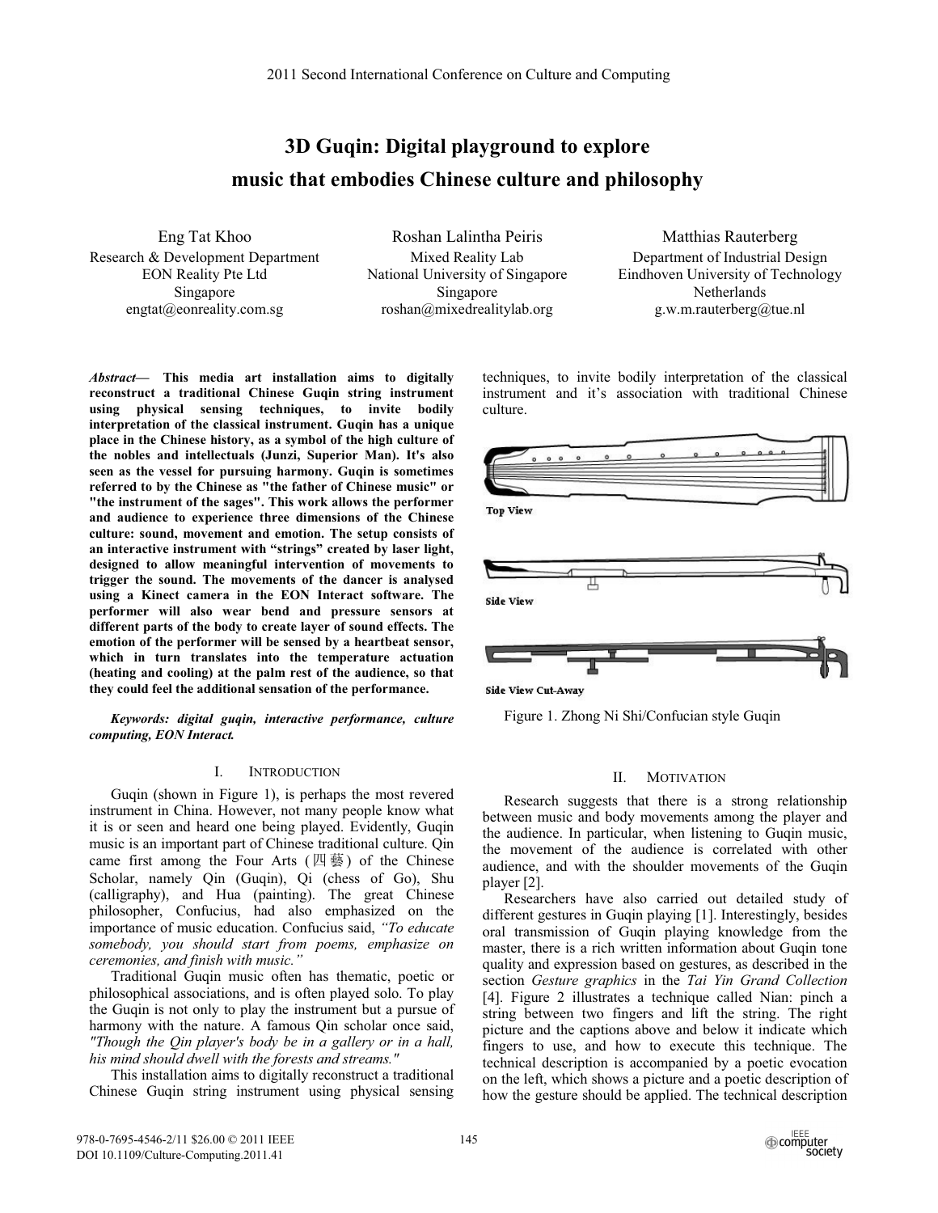# 3D Guqin: Digital playground to explore music that embodies Chinese culture and philosophy

Eng Tat Khoo
Research & Development Department
EON Reality Pte Ltd
Singapore
engtat@eonreality.com.sg

Roshan Lalintha Peiris
Mixed Reality Lab
National University of Singapore
Singapore
roshan@mixedrealitylab.org

Matthias Rauterberg
Department of Industrial Design
Eindhoven University of Technology
Netherlands
g.w.m.rauterberg@tue.nl

***Abstract*— This media art installation aims to digitally reconstruct a traditional Chinese Guqin string instrument using physical sensing techniques, to invite bodily interpretation of the classical instrument. Guqin has a unique place in the Chinese history, as a symbol of the high culture of the nobles and intellectuals (Junzi, Superior Man). It's also seen as the vessel for pursuing harmony. Guqin is sometimes referred to by the Chinese as "the father of Chinese music" or "the instrument of the sages". This work allows the performer and audience to experience three dimensions of the Chinese culture: sound, movement and emotion. The setup consists of an interactive instrument with "strings" created by laser light, designed to allow meaningful intervention of movements to trigger the sound. The movements of the dancer is analysed using a Kinect camera in the EON Interact software. The performer will also wear bend and pressure sensors at different parts of the body to create layer of sound effects. The emotion of the performer will be sensed by a heartbeat sensor, which in turn translates into the temperature actuation (heating and cooling) at the palm rest of the audience, so that they could feel the additional sensation of the performance.**

***Keywords: digital guqin, interactive performance, culture computing, EON Interact.***

## I. Introduction

Guqin (shown in Figure 1), is perhaps the most revered instrument in China. However, not many people know what it is or seen and heard one being played. Evidently, Guqin music is an important part of Chinese traditional culture. Qin came first among the Four Arts (四藝) of the Chinese Scholar, namely Qin (Guqin), Qi (chess of Go), Shu (calligraphy), and Hua (painting). The great Chinese philosopher, Confucius, had also emphasized on the importance of music education. Confucius said, *"To educate somebody, you should start from poems, emphasize on ceremonies, and finish with music."*

Traditional Guqin music often has thematic, poetic or philosophical associations, and is often played solo. To play the Guqin is not only to play the instrument but a pursue of harmony with the nature. A famous Qin scholar once said, *"Though the Qin player's body be in a gallery or in a hall, his mind should dwell with the forests and streams."*

This installation aims to digitally reconstruct a traditional Chinese Guqin string instrument using physical sensing techniques, to invite bodily interpretation of the classical instrument and it's association with traditional Chinese culture.

Top View

Side View

Side View Cut-Away

Figure 1. Zhong Ni Shi/Confucian style Guqin

## II. Motivation

Research suggests that there is a strong relationship between music and body movements among the player and the audience. In particular, when listening to Guqin music, the movement of the audience is correlated with other audience, and with the shoulder movements of the Guqin player [2].

Researchers have also carried out detailed study of different gestures in Guqin playing [1]. Interestingly, besides oral transmission of Guqin playing knowledge from the master, there is a rich written information about Guqin tone quality and expression based on gestures, as described in the section *Gesture graphics* in the *Tai Yin Grand Collection* [4]. Figure 2 illustrates a technique called Nian: pinch a string between two fingers and lift the string. The right picture and the captions above and below it indicate which fingers to use, and how to execute this technique. The technical description is accompanied by a poetic evocation on the left, which shows a picture and a poetic description of how the gesture should be applied. The technical description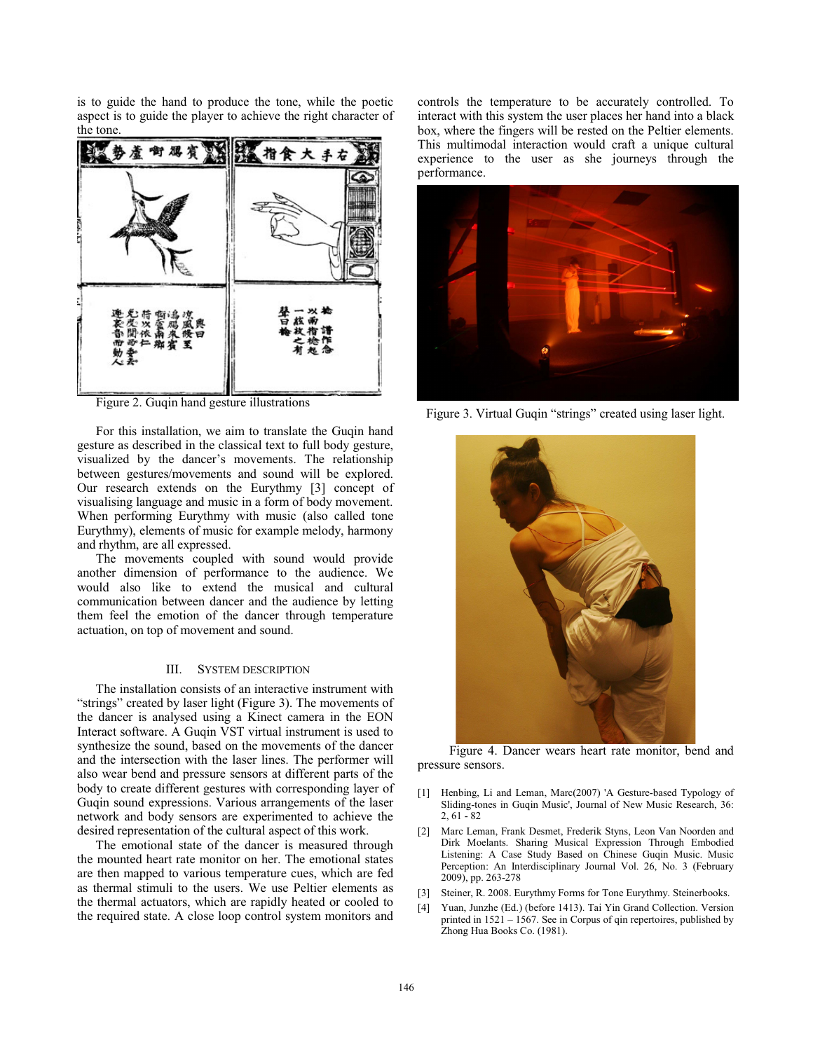is to guide the hand to produce the tone, while the poetic aspect is to guide the player to achieve the right character of the tone.

Figure 2. Guqin hand gesture illustrations

For this installation, we aim to translate the Guqin hand gesture as described in the classical text to full body gesture, visualized by the dancer's movements. The relationship between gestures/movements and sound will be explored. Our research extends on the Eurythmy [3] concept of visualising language and music in a form of body movement. When performing Eurythmy with music (also called tone Eurythmy), elements of music for example melody, harmony and rhythm, are all expressed.

The movements coupled with sound would provide another dimension of performance to the audience. We would also like to extend the musical and cultural communication between dancer and the audience by letting them feel the emotion of the dancer through temperature actuation, on top of movement and sound.

## III. System Description

The installation consists of an interactive instrument with "strings" created by laser light (Figure 3). The movements of the dancer is analysed using a Kinect camera in the EON Interact software. A Guqin VST virtual instrument is used to synthesize the sound, based on the movements of the dancer and the intersection with the laser lines. The performer will also wear bend and pressure sensors at different parts of the body to create different gestures with corresponding layer of Guqin sound expressions. Various arrangements of the laser network and body sensors are experimented to achieve the desired representation of the cultural aspect of this work.

The emotional state of the dancer is measured through the mounted heart rate monitor on her. The emotional states are then mapped to various temperature cues, which are fed as thermal stimuli to the users. We use Peltier elements as the thermal actuators, which are rapidly heated or cooled to the required state. A close loop control system monitors and controls the temperature to be accurately controlled. To interact with this system the user places her hand into a black box, where the fingers will be rested on the Peltier elements. This multimodal interaction would craft a unique cultural experience to the user as she journeys through the performance.

Figure 3. Virtual Guqin "strings" created using laser light.

Figure 4. Dancer wears heart rate monitor, bend and pressure sensors.

[1] Henbing, Li and Leman, Marc(2007) 'A Gesture-based Typology of Sliding-tones in Guqin Music', Journal of New Music Research, 36: 2, 61 - 82

[2] Marc Leman, Frank Desmet, Frederik Styns, Leon Van Noorden and Dirk Moelants. Sharing Musical Expression Through Embodied Listening: A Case Study Based on Chinese Guqin Music. Music Perception: An Interdisciplinary Journal Vol. 26, No. 3 (February 2009), pp. 263-278

[3] Steiner, R. 2008. Eurythmy Forms for Tone Eurythmy. Steinerbooks.

[4] Yuan, Junzhe (Ed.) (before 1413). Tai Yin Grand Collection. Version printed in 1521 – 1567. See in Corpus of qin repertoires, published by Zhong Hua Books Co. (1981).